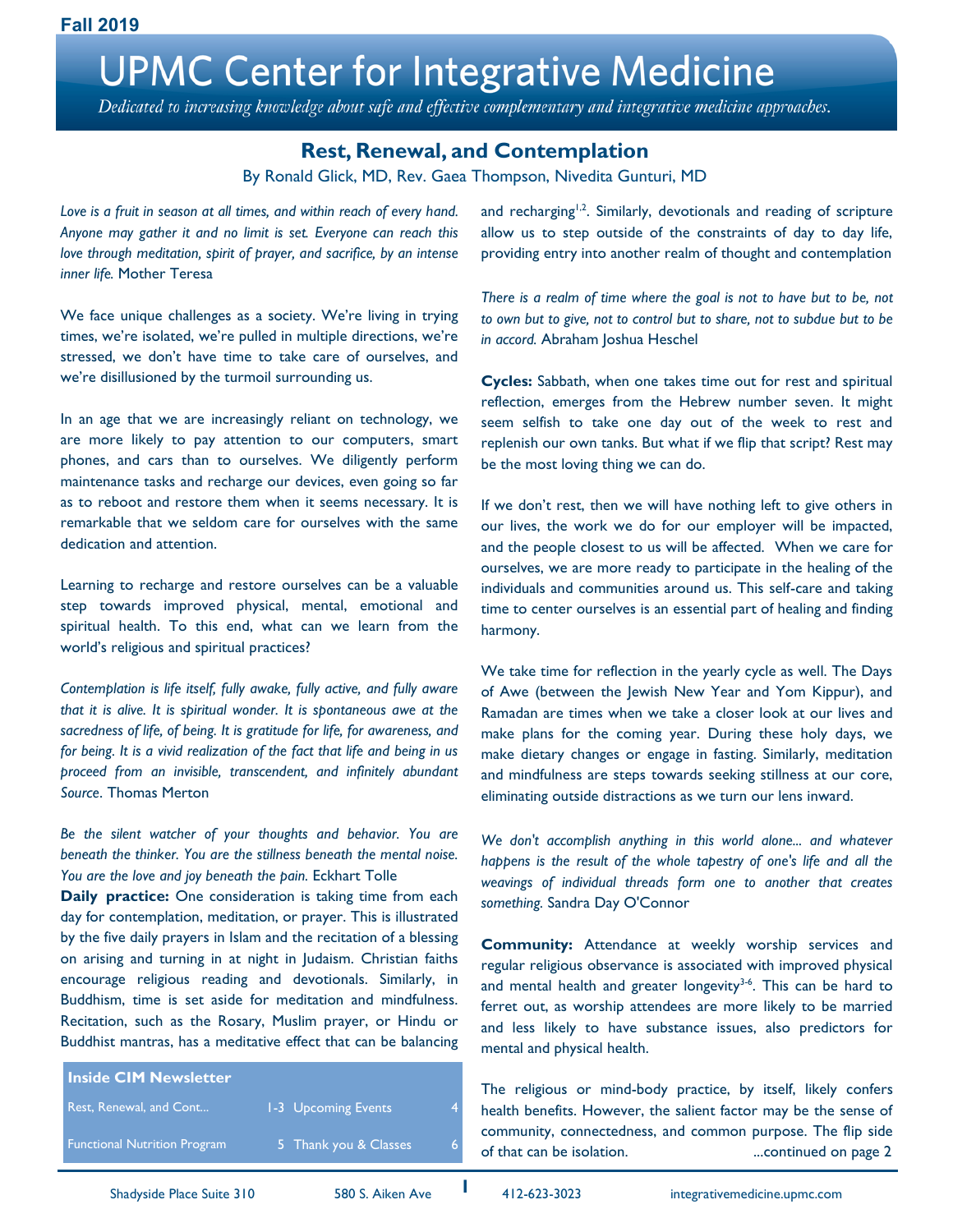Fall 2019

# UPMC Center for Integrative Medicine

*Dedicated to increasing knowledge about safe and effective complementary and integrative medicine approaches.*

## Rest, Renewal, and Contemplation

By Ronald Glick, MD, Rev. Gaea Thompson, Nivedita Gunturi, MD

*Love is a fruit in season at all times, and within reach of every hand. Anyone may gather it and no limit is set. Everyone can reach this love through meditation, spirit of prayer, and sacrifice, by an intense inner life.* Mother Teresa

We face unique challenges as a society. We're living in trying times, we're isolated, we're pulled in multiple directions, we're stressed, we don't have time to take care of ourselves, and we're disillusioned by the turmoil surrounding us.

In an age that we are increasingly reliant on technology, we are more likely to pay attention to our computers, smart phones, and cars than to ourselves. We diligently perform maintenance tasks and recharge our devices, even going so far as to reboot and restore them when it seems necessary. It is remarkable that we seldom care for ourselves with the same dedication and attention.

Learning to recharge and restore ourselves can be a valuable step towards improved physical, mental, emotional and spiritual health. To this end, what can we learn from the world's religious and spiritual practices?

*Contemplation is life itself, fully awake, fully active, and fully aware that it is alive. It is spiritual wonder. It is spontaneous awe at the sacredness of life, of being. It is gratitude for life, for awareness, and for being. It is a vivid realization of the fact that life and being in us proceed from an invisible, transcendent, and infinitely abundant Source*. Thomas Merton

*Be the silent watcher of your thoughts and behavior. You are beneath the thinker. You are the stillness beneath the mental noise. You are the love and joy beneath the pain.* Eckhart Tolle

**Daily practice:** One consideration is taking time from each day for contemplation, meditation, or prayer. This is illustrated by the five daily prayers in Islam and the recitation of a blessing on arising and turning in at night in Judaism. Christian faiths encourage religious reading and devotionals. Similarly, in Buddhism, time is set aside for meditation and mindfulness. Recitation, such as the Rosary, Muslim prayer, or Hindu or Buddhist mantras, has a meditative effect that can be balancing and recharging[1,2]. Similarly, devotionals and reading of scripture allow us to step outside of the constraints of day to day life, providing entry into another realm of thought and contemplation

*There is a realm of time where the goal is not to have but to be, not to own but to give, not to control but to share, not to subdue but to be in accord.* Abraham Joshua Heschel

**Cycles:** Sabbath, when one takes time out for rest and spiritual reflection, emerges from the Hebrew number seven. It might seem selfish to take one day out of the week to rest and replenish our own tanks. But what if we flip that script? Rest may be the most loving thing we can do.

If we don't rest, then we will have nothing left to give others in our lives, the work we do for our employer will be impacted, and the people closest to us will be affected. When we care for ourselves, we are more ready to participate in the healing of the individuals and communities around us. This self-care and taking time to center ourselves is an essential part of healing and finding harmony.

We take time for reflection in the yearly cycle as well. The Days of Awe (between the Jewish New Year and Yom Kippur), and Ramadan are times when we take a closer look at our lives and make plans for the coming year. During these holy days, we make dietary changes or engage in fasting. Similarly, meditation and mindfulness are steps towards seeking stillness at our core, eliminating outside distractions as we turn our lens inward.

*We don't accomplish anything in this world alone... and whatever happens is the result of the whole tapestry of one's life and all the weavings of individual threads form one to another that creates something.* Sandra Day O'Connor

**Community:** Attendance at weekly worship services and regular religious observance is associated with improved physical and mental health and greater longevity[3-6]. This can be hard to ferret out, as worship attendees are more likely to be married and less likely to have substance issues, also predictors for mental and physical health.

The religious or mind-body practice, by itself, likely confers health benefits. However, the salient factor may be the sense of community, connectedness, and common purpose. The flip side of that can be isolation. ...continued on page 2

**Inside CIM Newsletter**

| | | | |
|---|---|---|---|
| Rest, Renewal, and Cont... | 1-3 | Upcoming Events | 4 |
| Functional Nutrition Program | 5 | Thank you & Classes | 6 |

Shadyside Place Suite 310 | 580 S. Aiken Ave | 412-623-3023 | integrativemedicine.upmc.com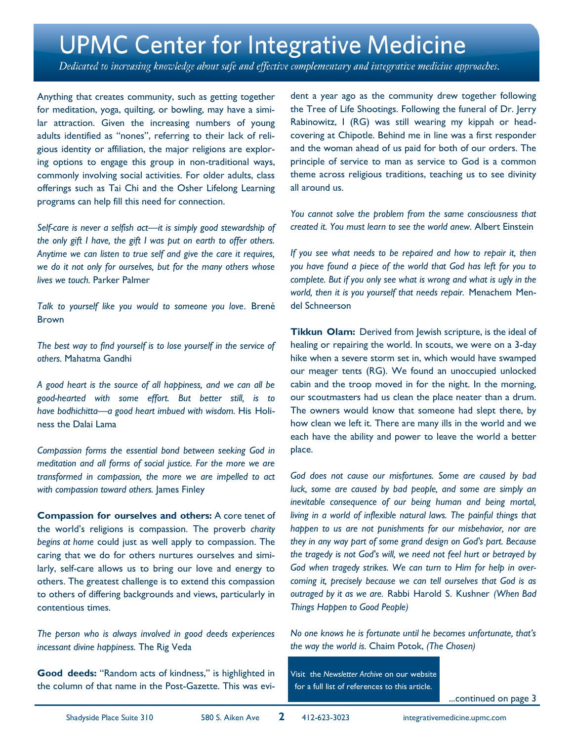Anything that creates community, such as getting together for meditation, yoga, quilting, or bowling, may have a similar attraction. Given the increasing numbers of young adults identified as "nones", referring to their lack of religious identity or affiliation, the major religions are exploring options to engage this group in non-traditional ways, commonly involving social activities. For older adults, class offerings such as Tai Chi and the Osher Lifelong Learning programs can help fill this need for connection.

*Self-care is never a selfish act—it is simply good stewardship of the only gift I have, the gift I was put on earth to offer others. Anytime we can listen to true self and give the care it requires, we do it not only for ourselves, but for the many others whose lives we touch.* Parker Palmer

*Talk to yourself like you would to someone you love*. Brené Brown

*The best way to find yourself is to lose yourself in the service of others.* Mahatma Gandhi

*A good heart is the source of all happiness, and we can all be good-hearted with some effort. But better still, is to have bodhichitta—a good heart imbued with wisdom.* His Holiness the Dalai Lama

*Compassion forms the essential bond between seeking God in meditation and all forms of social justice. For the more we are transformed in compassion, the more we are impelled to act with compassion toward others.* James Finley

**Compassion for ourselves and others:** A core tenet of the world's religions is compassion. The proverb *charity begins at home* could just as well apply to compassion. The caring that we do for others nurtures ourselves and similarly, self-care allows us to bring our love and energy to others. The greatest challenge is to extend this compassion to others of differing backgrounds and views, particularly in contentious times.

*The person who is always involved in good deeds experiences incessant divine happiness.* The Rig Veda

**Good deeds:** "Random acts of kindness," is highlighted in the column of that name in the Post-Gazette. This was evident a year ago as the community drew together following the Tree of Life Shootings. Following the funeral of Dr. Jerry Rabinowitz, I (RG) was still wearing my kippah or head-covering at Chipotle. Behind me in line was a first responder and the woman ahead of us paid for both of our orders. The principle of service to man as service to God is a common theme across religious traditions, teaching us to see divinity all around us.

*You cannot solve the problem from the same consciousness that created it. You must learn to see the world anew.* Albert Einstein

*If you see what needs to be repaired and how to repair it, then you have found a piece of the world that God has left for you to complete. But if you only see what is wrong and what is ugly in the world, then it is you yourself that needs repair.* Menachem Mendel Schneerson

**Tikkun Olam:** Derived from Jewish scripture, is the ideal of healing or repairing the world. In scouts, we were on a 3-day hike when a severe storm set in, which would have swamped our meager tents (RG). We found an unoccupied unlocked cabin and the troop moved in for the night. In the morning, our scoutmasters had us clean the place neater than a drum. The owners would know that someone had slept there, by how clean we left it. There are many ills in the world and we each have the ability and power to leave the world a better place.

*God does not cause our misfortunes. Some are caused by bad luck, some are caused by bad people, and some are simply an inevitable consequence of our being human and being mortal, living in a world of inflexible natural laws. The painful things that happen to us are not punishments for our misbehavior, nor are they in any way part of some grand design on God's part. Because the tragedy is not God's will, we need not feel hurt or betrayed by God when tragedy strikes. We can turn to Him for help in overcoming it, precisely because we can tell ourselves that God is as outraged by it as we are.* Rabbi Harold S. Kushner *(When Bad Things Happen to Good People)*

*No one knows he is fortunate until he becomes unfortunate, that's the way the world is.* Chaim Potok, *(The Chosen)*

Visit the *Newsletter Archive* on our website for a full list of references to this article.

...continued on page 3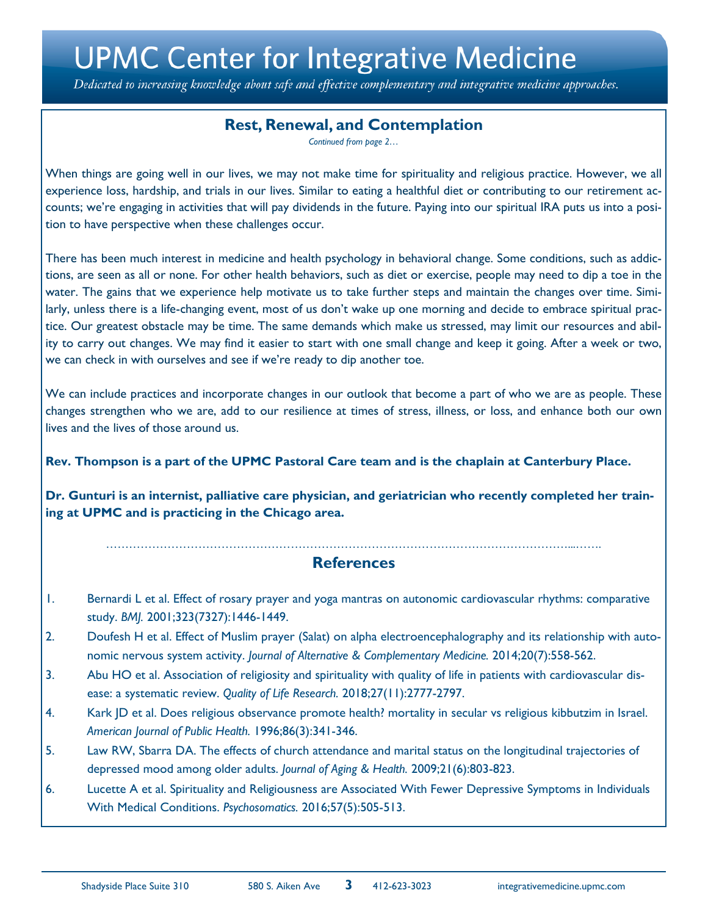# UPMC Center for Integrative Medicine

*Dedicated to increasing knowledge about safe and effective complementary and integrative medicine approaches.*

## Rest, Renewal, and Contemplation

*Continued from page 2…*

When things are going well in our lives, we may not make time for spirituality and religious practice. However, we all experience loss, hardship, and trials in our lives. Similar to eating a healthful diet or contributing to our retirement accounts; we're engaging in activities that will pay dividends in the future. Paying into our spiritual IRA puts us into a position to have perspective when these challenges occur.

There has been much interest in medicine and health psychology in behavioral change. Some conditions, such as addictions, are seen as all or none. For other health behaviors, such as diet or exercise, people may need to dip a toe in the water. The gains that we experience help motivate us to take further steps and maintain the changes over time. Similarly, unless there is a life-changing event, most of us don't wake up one morning and decide to embrace spiritual practice. Our greatest obstacle may be time. The same demands which make us stressed, may limit our resources and ability to carry out changes. We may find it easier to start with one small change and keep it going. After a week or two, we can check in with ourselves and see if we're ready to dip another toe.

We can include practices and incorporate changes in our outlook that become a part of who we are as people. These changes strengthen who we are, add to our resilience at times of stress, illness, or loss, and enhance both our own lives and the lives of those around us.

**Rev. Thompson is a part of the UPMC Pastoral Care team and is the chaplain at Canterbury Place.**

**Dr. Gunturi is an internist, palliative care physician, and geriatrician who recently completed her training at UPMC and is practicing in the Chicago area.**

## References

1. Bernardi L et al. Effect of rosary prayer and yoga mantras on autonomic cardiovascular rhythms: comparative study. *BMJ.* 2001;323(7327):1446-1449.
2. Doufesh H et al. Effect of Muslim prayer (Salat) on alpha electroencephalography and its relationship with autonomic nervous system activity. *Journal of Alternative & Complementary Medicine.* 2014;20(7):558-562.
3. Abu HO et al. Association of religiosity and spirituality with quality of life in patients with cardiovascular disease: a systematic review. *Quality of Life Research.* 2018;27(11):2777-2797.
4. Kark JD et al. Does religious observance promote health? mortality in secular vs religious kibbutzim in Israel. *American Journal of Public Health.* 1996;86(3):341-346.
5. Law RW, Sbarra DA. The effects of church attendance and marital status on the longitudinal trajectories of depressed mood among older adults. *Journal of Aging & Health.* 2009;21(6):803-823.
6. Lucette A et al. Spirituality and Religiousness are Associated With Fewer Depressive Symptoms in Individuals With Medical Conditions. *Psychosomatics.* 2016;57(5):505-513.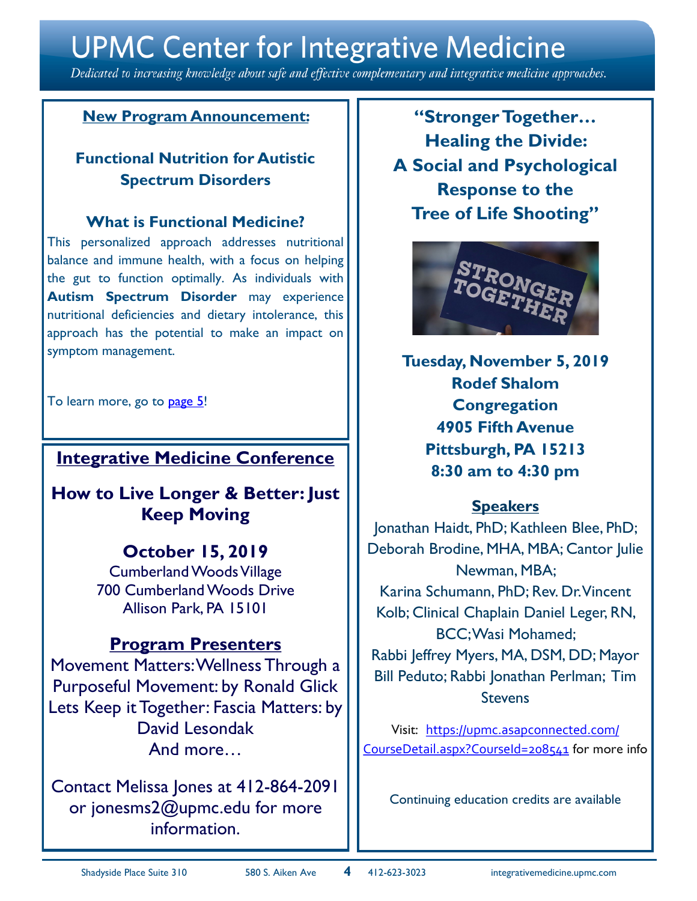# UPMC Center for Integrative Medicine

*Dedicated to increasing knowledge about safe and effective complementary and integrative medicine approaches.*

**New Program Announcement:**

### Functional Nutrition for Autistic Spectrum Disorders

### What is Functional Medicine?

This personalized approach addresses nutritional balance and immune health, with a focus on helping the gut to function optimally. As individuals with **Autism Spectrum Disorder** may experience nutritional deficiencies and dietary intolerance, this approach has the potential to make an impact on symptom management.

To learn more, go to [page 5](#)!

## Integrative Medicine Conference

### How to Live Longer & Better: Just Keep Moving

**October 15, 2019**
Cumberland Woods Village
700 Cumberland Woods Drive
Allison Park, PA 15101

**Program Presenters**

Movement Matters: Wellness Through a Purposeful Movement: by Ronald Glick
Lets Keep it Together: Fascia Matters: by David Lesondak
And more…

Contact Melissa Jones at 412-864-2091 or jonesms2@upmc.edu for more information.

## "Stronger Together… Healing the Divide: A Social and Psychological Response to the Tree of Life Shooting"

**Tuesday, November 5, 2019**
**Rodef Shalom Congregation**
**4905 Fifth Avenue**
**Pittsburgh, PA 15213**
**8:30 am to 4:30 pm**

**Speakers**

Jonathan Haidt, PhD; Kathleen Blee, PhD; Deborah Brodine, MHA, MBA; Cantor Julie Newman, MBA; Karina Schumann, PhD; Rev. Dr. Vincent Kolb; Clinical Chaplain Daniel Leger, RN, BCC; Wasi Mohamed; Rabbi Jeffrey Myers, MA, DSM, DD; Mayor Bill Peduto; Rabbi Jonathan Perlman; Tim Stevens

Visit: [https://upmc.asapconnected.com/CourseDetail.aspx?CourseId=208541](https://upmc.asapconnected.com/CourseDetail.aspx?CourseId=208541) for more info

Continuing education credits are available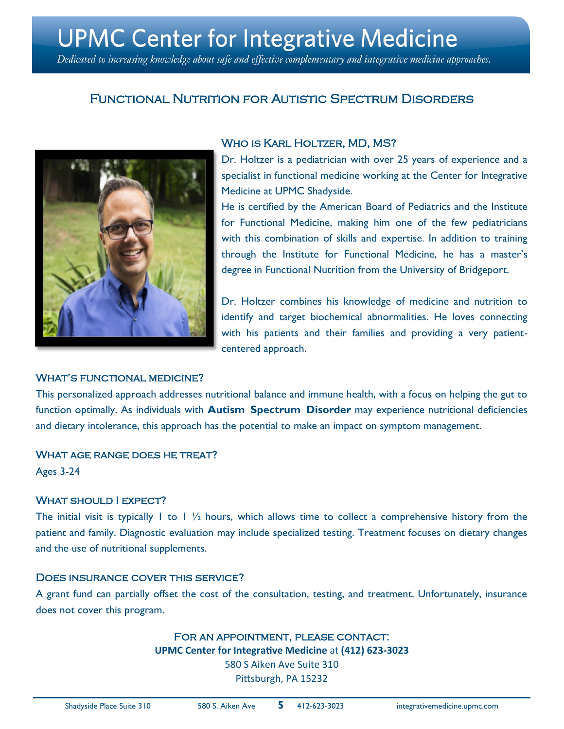# UPMC Center for Integrative Medicine

*Dedicated to increasing knowledge about safe and effective complementary and integrative medicine approaches.*

## Functional Nutrition for Autistic Spectrum Disorders

### Who is Karl Holtzer, MD, MS?

Dr. Holtzer is a pediatrician with over 25 years of experience and a specialist in functional medicine working at the Center for Integrative Medicine at UPMC Shadyside.

He is certified by the American Board of Pediatrics and the Institute for Functional Medicine, making him one of the few pediatricians with this combination of skills and expertise. In addition to training through the Institute for Functional Medicine, he has a master's degree in Functional Nutrition from the University of Bridgeport.

Dr. Holtzer combines his knowledge of medicine and nutrition to identify and target biochemical abnormalities. He loves connecting with his patients and their families and providing a very patient-centered approach.

### What's functional medicine?

This personalized approach addresses nutritional balance and immune health, with a focus on helping the gut to function optimally. As individuals with **Autism Spectrum Disorder** may experience nutritional deficiencies and dietary intolerance, this approach has the potential to make an impact on symptom management.

### What age range does he treat?

Ages 3-24

### What should I expect?

The initial visit is typically 1 to 1 ½ hours, which allows time to collect a comprehensive history from the patient and family. Diagnostic evaluation may include specialized testing. Treatment focuses on dietary changes and the use of nutritional supplements.

### Does insurance cover this service?

A grant fund can partially offset the cost of the consultation, testing, and treatment. Unfortunately, insurance does not cover this program.

### For an appointment, please contact:

**UPMC Center for Integrative Medicine** at **(412) 623-3023**
580 S Aiken Ave Suite 310
Pittsburgh, PA 15232

Shadyside Place Suite 310 | 580 S. Aiken Ave | 412-623-3023 | integrativemedicine.upmc.com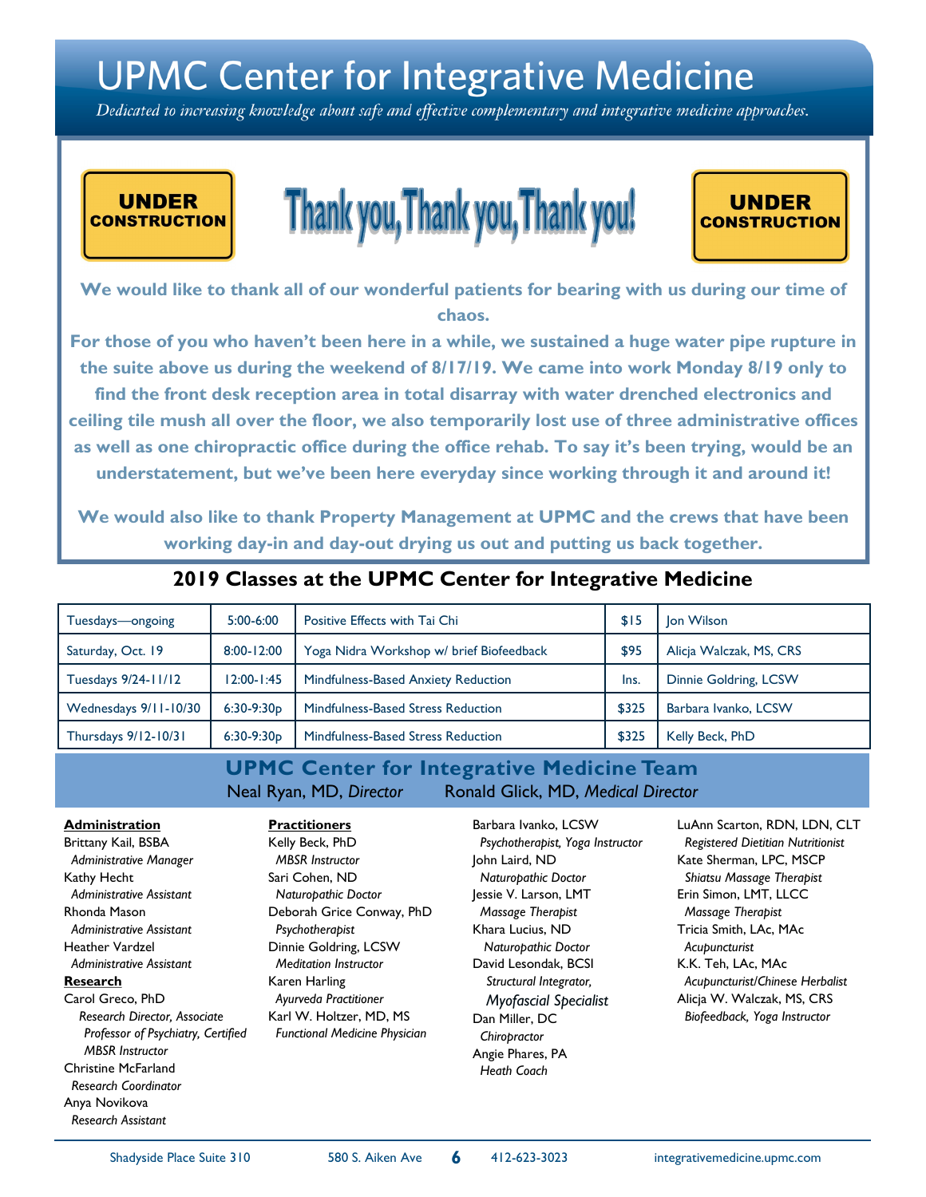# UPMC Center for Integrative Medicine

*Dedicated to increasing knowledge about safe and effective complementary and integrative medicine approaches.*

**UNDER CONSTRUCTION**

## Thank you, Thank you, Thank you!

**UNDER CONSTRUCTION**

**We would like to thank all of our wonderful patients for bearing with us during our time of chaos.**

**For those of you who haven't been here in a while, we sustained a huge water pipe rupture in the suite above us during the weekend of 8/17/19. We came into work Monday 8/19 only to find the front desk reception area in total disarray with water drenched electronics and ceiling tile mush all over the floor, we also temporarily lost use of three administrative offices as well as one chiropractic office during the office rehab. To say it's been trying, would be an understatement, but we've been here everyday since working through it and around it!**

**We would also like to thank Property Management at UPMC and the crews that have been working day-in and day-out drying us out and putting us back together.**

## 2019 Classes at the UPMC Center for Integrative Medicine

| | | | | |
|---|---|---|---|---|
| Tuesdays—ongoing | 5:00-6:00 | Positive Effects with Tai Chi | $15 | Jon Wilson |
| Saturday, Oct. 19 | 8:00-12:00 | Yoga Nidra Workshop w/ brief Biofeedback | $95 | Alicja Walczak, MS, CRS |
| Tuesdays 9/24-11/12 | 12:00-1:45 | Mindfulness-Based Anxiety Reduction | Ins. | Dinnie Goldring, LCSW |
| Wednesdays 9/11-10/30 | 6:30-9:30p | Mindfulness-Based Stress Reduction | $325 | Barbara Ivanko, LCSW |
| Thursdays 9/12-10/31 | 6:30-9:30p | Mindfulness-Based Stress Reduction | $325 | Kelly Beck, PhD |

## UPMC Center for Integrative Medicine Team

Neal Ryan, MD, *Director*   Ronald Glick, MD, *Medical Director*

**Administration**

Brittany Kail, BSBA
*Administrative Manager*
Kathy Hecht
*Administrative Assistant*
Rhonda Mason
*Administrative Assistant*
Heather Vardzel
*Administrative Assistant*

**Research**

Carol Greco, PhD
*Research Director, Associate Professor of Psychiatry, Certified MBSR Instructor*
Christine McFarland
*Research Coordinator*
Anya Novikova
*Research Assistant*

**Practitioners**

Kelly Beck, PhD
*MBSR Instructor*
Sari Cohen, ND
*Naturopathic Doctor*
Deborah Grice Conway, PhD
*Psychotherapist*
Dinnie Goldring, LCSW
*Meditation Instructor*
Karen Harling
*Ayurveda Practitioner*
Karl W. Holtzer, MD, MS
*Functional Medicine Physician*
Barbara Ivanko, LCSW
*Psychotherapist, Yoga Instructor*
John Laird, ND
*Naturopathic Doctor*
Jessie V. Larson, LMT
*Massage Therapist*
Khara Lucius, ND
*Naturopathic Doctor*
David Lesondak, BCSI
*Structural Integrator, Myofascial Specialist*
Dan Miller, DC
*Chiropractor*
Angie Phares, PA
*Heath Coach*
LuAnn Scarton, RDN, LDN, CLT
*Registered Dietitian Nutritionist*
Kate Sherman, LPC, MSCP
*Shiatsu Massage Therapist*
Erin Simon, LMT, LLCC
*Massage Therapist*
Tricia Smith, LAc, MAc
*Acupuncturist*
K.K. Teh, LAc, MAc
*Acupuncturist/Chinese Herbalist*
Alicja W. Walczak, MS, CRS
*Biofeedback, Yoga Instructor*

Shadyside Place Suite 310   580 S. Aiken Ave   412-623-3023   integrativemedicine.upmc.com